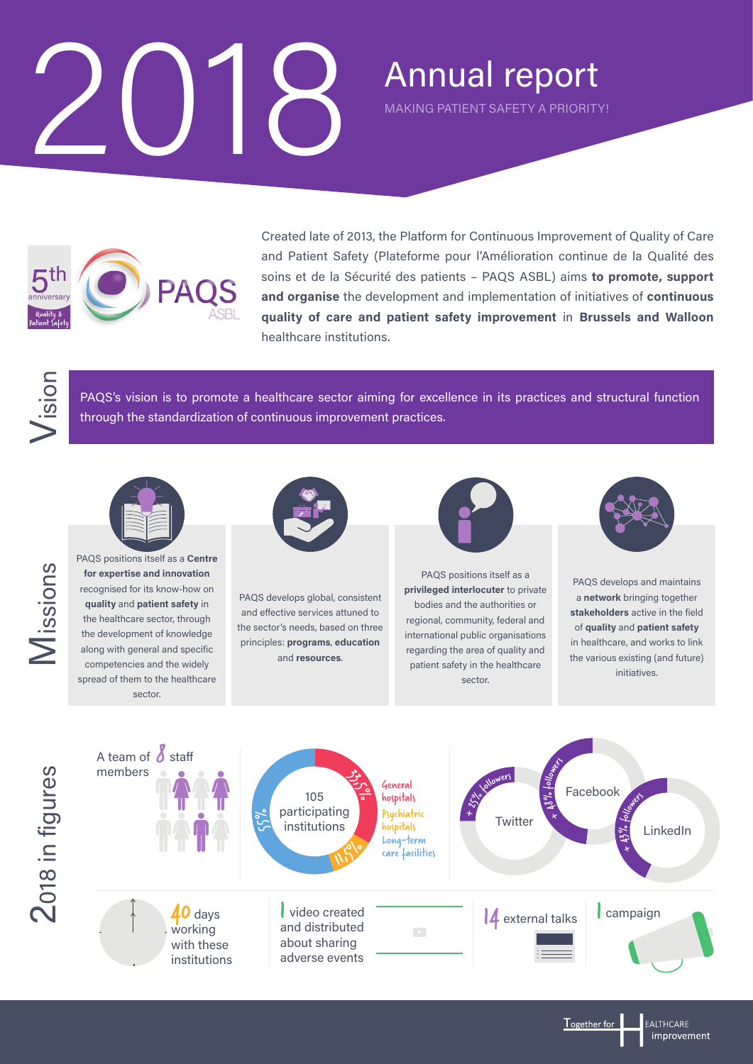# 2018 Annual report

MAKING PATIENT SAFETY A PRIORITY!

5th anniversary Quality & Patient Safety

PAQS ASBL

Created late of 2013, the Platform for Continuous Improvement of Quality of Care and Patient Safety (Plateforme pour l'Amélioration continue de la Qualité des soins et de la Sécurité des patients – PAQS ASBL) aims **to promote, support and organise** the development and implementation of initiatives of **continuous quality of care and patient safety improvement** in **Brussels and Walloon** healthcare institutions.

## Vision

PAQS's vision is to promote a healthcare sector aiming for excellence in its practices and structural function through the standardization of continuous improvement practices.

## Missions

PAQS positions itself as a **Centre for expertise and innovation** recognised for its know-how on **quality** and **patient safety** in the healthcare sector, through the development of knowledge along with general and specific competencies and the widely spread of them to the healthcare sector.

PAQS develops global, consistent and effective services attuned to the sector's needs, based on three principles: **programs**, **education** and **resources**.

PAQS positions itself as a **privileged interlocuter** to private bodies and the authorities or regional, community, federal and international public organisations regarding the area of quality and patient safety in the healthcare sector.

PAQS develops and maintains a **network** bringing together **stakeholders** active in the field of **quality** and **patient safety** in healthcare, and works to link the various existing (and future) initiatives.

## 2018 in figures

A team of 8 staff members

105 participating institutions
- 33,5% General hospitals
- 11,5% Psychiatric hospitals
- 55% Long-term care facilities

Social media:
- Twitter: + 25% followers
- Facebook: + 48% followers
- LinkedIn: + 43% followers

40 days working with these institutions

1 video created and distributed about sharing adverse events

14 external talks

1 campaign

Together for Healthcare improvement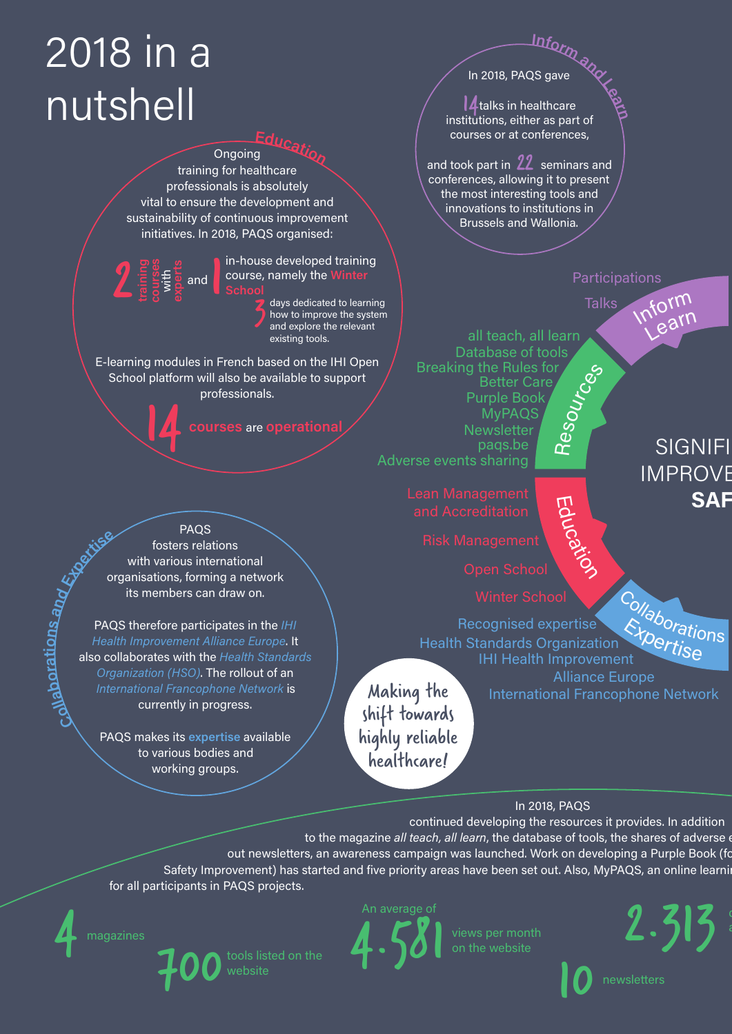# 2018 in a nutshell

## Education

Ongoing training for healthcare professionals is absolutely vital to ensure the development and sustainability of continuous improvement initiatives. In 2018, PAQS organised:

**2** training courses with experts and **1** in-house developed training course, namely the **Winter School**

**3** days dedicated to learning how to improve the system and explore the relevant existing tools.

E-learning modules in French based on the IHI Open School platform will also be available to support professionals.

**14** **courses** are **operational**

## Inform and Learn

In 2018, PAQS gave

**14** talks in healthcare institutions, either as part of courses or at conferences,

and took part in **22** seminars and conferences, allowing it to present the most interesting tools and innovations to institutions in Brussels and Wallonia.

## Collaborations and Expertise

PAQS fosters relations with various international organisations, forming a network its members can draw on.

PAQS therefore participates in the *IHI Health Improvement Alliance Europe*. It also collaborates with the *Health Standards Organization (HSO)*. The rollout of an *International Francophone Network* is currently in progress.

PAQS makes its **expertise** available to various bodies and working groups.

---

**Inform Learn**
- Participations
- Talks

**Resources**
- all teach, all learn
- Database of tools
- Breaking the Rules for Better Care
- Purple Book
- MyPAQS
- Newsletter
- paqs.be
- Adverse events sharing

**Education**
- Lean Management and Accreditation
- Risk Management
- Open School
- Winter School

**Collaborations Expertise**
- Recognised expertise
- Health Standards Organization
- IHI Health Improvement Alliance Europe
- International Francophone Network

SIGNIFI... IMPROVE... **SAF...**

*Making the shift towards highly reliable healthcare!*

---

In 2018, PAQS continued developing the resources it provides. In addition to the magazine *all teach, all learn*, the database of tools, the shares of adverse e... out newsletters, an awareness campaign was launched. Work on developing a Purple Book (fo... Safety Improvement) has started and five priority areas have been set out. Also, MyPAQS, an online learnin... for all participants in PAQS projects.

- **4** magazines
- **700** tools listed on the website
- An average of **4.581** views per month on the website
- **10** newsletters
- **2.313** ...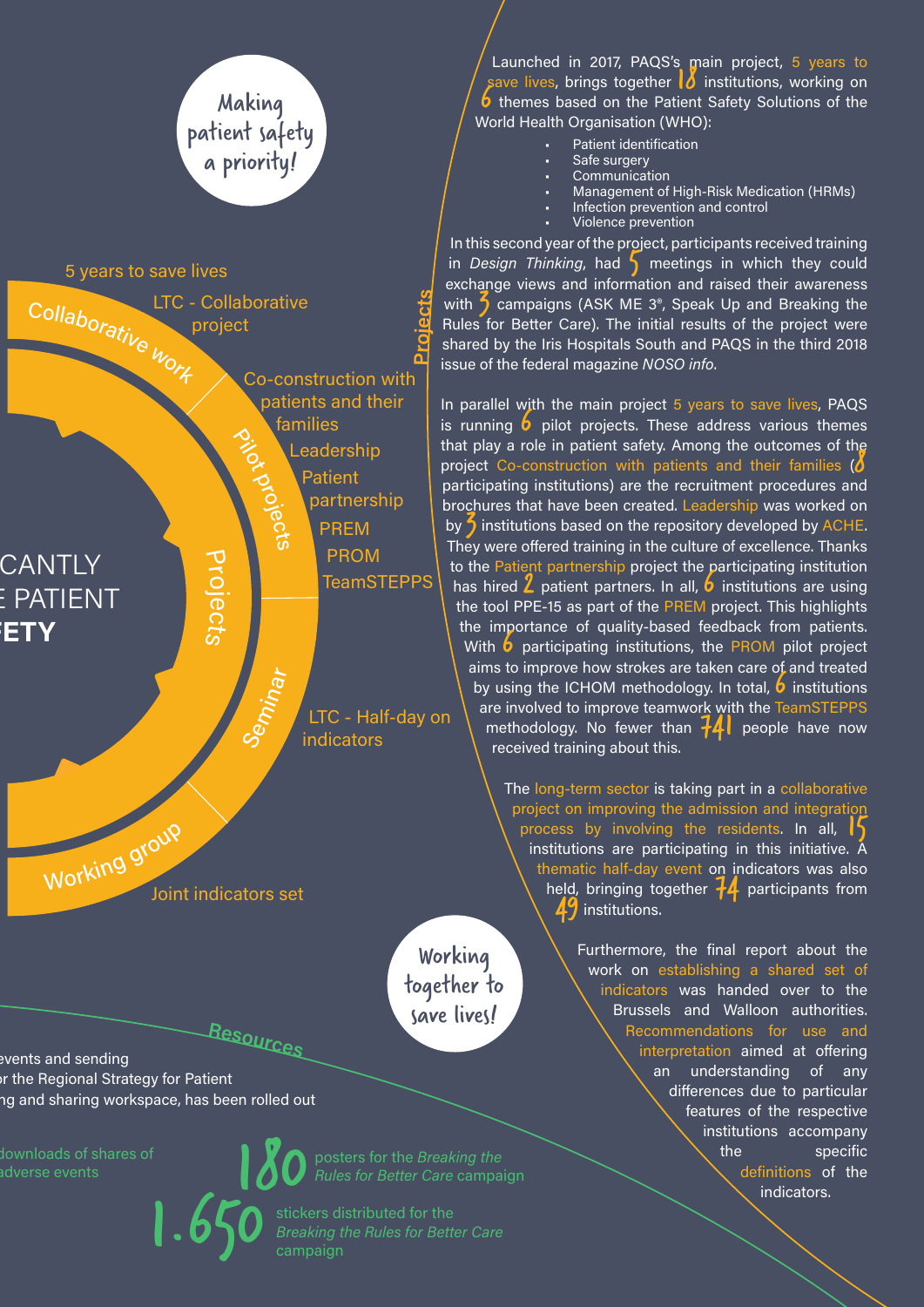Making patient safety a priority!

5 years to save lives

Collaborative work

LTC - Collaborative project

Pilot projects

Co-construction with patients and their families

Leadership

Patient partnership

PREM

PROM

TeamSTEPPS

Projects

Seminar

LTC - Half-day on indicators

Working group

Joint indicators set

CANTLY
E PATIENT
**ETY**

## Projects

Launched in 2017, PAQS's main project, 5 years to save lives, brings together 18 institutions, working on 6 themes based on the Patient Safety Solutions of the World Health Organisation (WHO):

- Patient identification
- Safe surgery
- Communication
- Management of High-Risk Medication (HRMs)
- Infection prevention and control
- Violence prevention

In this second year of the project, participants received training in *Design Thinking*, had 5 meetings in which they could exchange views and information and raised their awareness with 3 campaigns (ASK ME 3®, Speak Up and Breaking the Rules for Better Care). The initial results of the project were shared by the Iris Hospitals South and PAQS in the third 2018 issue of the federal magazine *NOSO info*.

In parallel with the main project 5 years to save lives, PAQS is running 6 pilot projects. These address various themes that play a role in patient safety. Among the outcomes of the project Co-construction with patients and their families (8 participating institutions) are the recruitment procedures and brochures that have been created. Leadership was worked on by 3 institutions based on the repository developed by ACHE. They were offered training in the culture of excellence. Thanks to the Patient partnership project the participating institution has hired 2 patient partners. In all, 6 institutions are using the tool PPE-15 as part of the PREM project. This highlights the importance of quality-based feedback from patients. With 6 participating institutions, the PROM pilot project aims to improve how strokes are taken care of and treated by using the ICHOM methodology. In total, 6 institutions are involved to improve teamwork with the TeamSTEPPS methodology. No fewer than 741 people have now received training about this.

The long-term sector is taking part in a collaborative project on improving the admission and integration process by involving the residents. In all, 15 institutions are participating in this initiative. A thematic half-day event on indicators was also held, bringing together 74 participants from 49 institutions.

Furthermore, the final report about the work on establishing a shared set of indicators was handed over to the Brussels and Walloon authorities. Recommendations for use and interpretation aimed at offering an understanding of any differences due to particular features of the respective institutions accompany the specific definitions of the indicators.

Working together to save lives!

## Resources

events and sending
or the Regional Strategy for Patient
ng and sharing workspace, has been rolled out

downloads of shares of
adverse events

**180** posters for the *Breaking the Rules for Better Care* campaign

**1.650** stickers distributed for the *Breaking the Rules for Better Care* campaign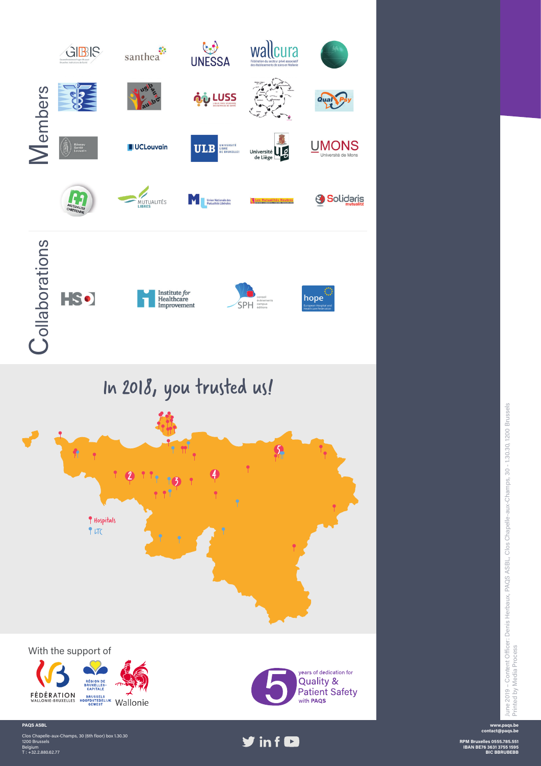# Members

GIBBIS

santhea

UNESSA

wallcura – Fédération du secteur privé associatif des établissements de soins en Wallonie

LUSS – Ligue des usagers des services de santé

Qual Psy

Réseau Santé Louvain

UCLouvain

ULB – Université Libre de Bruxelles

Université de Liège

UMONS – Université de Mons

Mutualité Chrétienne

Mutualités Libres

Union Nationale des Mutualités Libérales

Les Mutualités Neutres

Solidaris mutualité

# Collaborations

HS

Institute for Healthcare Improvement

SPH – conseil événements campus éditions

hope – European Hospital and Healthcare Federation

## In 2018, you trusted us!

Hospitals

LTC

## With the support of

Fédération Wallonie-Bruxelles

Région de Bruxelles-Capitale – Brussels Hoofdstedelijk Gewest

Wallonie

5 years of dedication for Quality & Patient Safety with PAQS

June 2019 – Content Officer: Denis Herbaux, PAQS ASBL, Clos Chapelle-aux-Champs, 30 - 1.30.30, 1200 Brussels
Printed by Media Process

**PAQS ASBL**

Clos Chapelle-aux-Champs, 30 (6th floor) box 1.30.30
1200 Brussels
Belgium
T : +32.2.880.62.77

**www.paqs.be**
**contact@paqs.be**

**RPM Bruxelles 0555.785.551**
**IBAN BE76 3631 3755 1595**
**BIC BBRUBEBB**